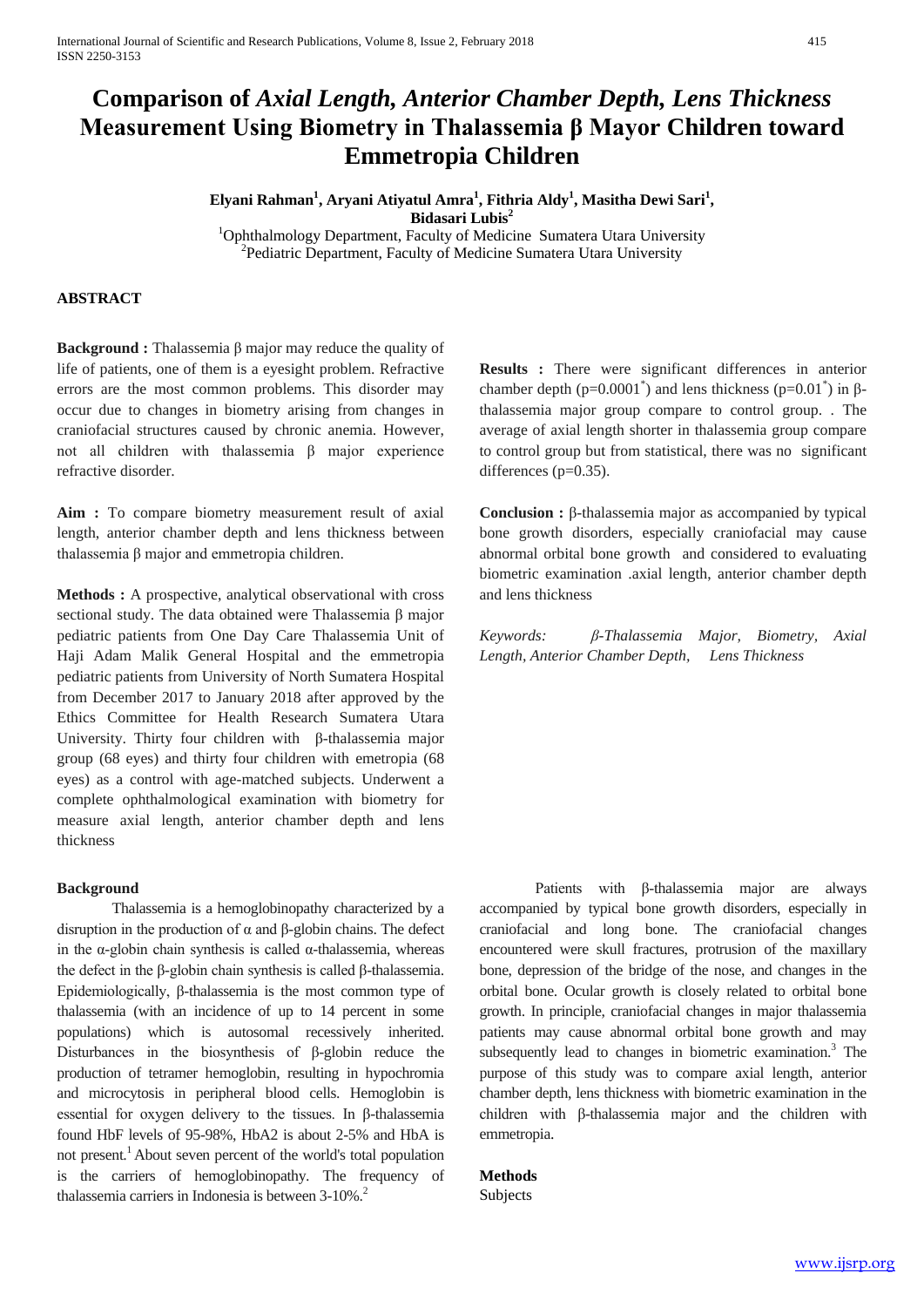# Comparison of *Axial Length, Anterior Chamber Depth, Lens Thickness* Measurement Using Biometry in Thalassemia β Mayor Children toward Emmetropia Children

**Elyani Rahman[1], Aryani Atiyatul Amra[1], Fithria Aldy[1], Masitha Dewi Sari[1], Bidasari Lubis[2]**

[1]Ophthalmology Department, Faculty of Medicine Sumatera Utara University
[2]Pediatric Department, Faculty of Medicine Sumatera Utara University

## ABSTRACT

**Background :** Thalassemia β major may reduce the quality of life of patients, one of them is a eyesight problem. Refractive errors are the most common problems. This disorder may occur due to changes in biometry arising from changes in craniofacial structures caused by chronic anemia. However, not all children with thalassemia β major experience refractive disorder.

**Aim :** To compare biometry measurement result of axial length, anterior chamber depth and lens thickness between thalassemia β major and emmetropia children.

**Methods :** A prospective, analytical observational with cross sectional study. The data obtained were Thalassemia β major pediatric patients from One Day Care Thalassemia Unit of Haji Adam Malik General Hospital and the emmetropia pediatric patients from University of North Sumatera Hospital from December 2017 to January 2018 after approved by the Ethics Committee for Health Research Sumatera Utara University. Thirty four children with β-thalassemia major group (68 eyes) and thirty four children with emetropia (68 eyes) as a control with age-matched subjects. Underwent a complete ophthalmological examination with biometry for measure axial length, anterior chamber depth and lens thickness

**Results :** There were significant differences in anterior chamber depth (p=0.0001*) and lens thickness (p=0.01*) in β-thalassemia major group compare to control group. . The average of axial length shorter in thalassemia group compare to control group but from statistical, there was no significant differences (p=0.35).

**Conclusion :** β-thalassemia major as accompanied by typical bone growth disorders, especially craniofacial may cause abnormal orbital bone growth and considered to evaluating biometric examination .axial length, anterior chamber depth and lens thickness

*Keywords: β-Thalassemia Major, Biometry, Axial Length, Anterior Chamber Depth, Lens Thickness*

### Background

Thalassemia is a hemoglobinopathy characterized by a disruption in the production of α and β-globin chains. The defect in the α-globin chain synthesis is called α-thalassemia, whereas the defect in the β-globin chain synthesis is called β-thalassemia. Epidemiologically, β-thalassemia is the most common type of thalassemia (with an incidence of up to 14 percent in some populations) which is autosomal recessively inherited. Disturbances in the biosynthesis of β-globin reduce the production of tetramer hemoglobin, resulting in hypochromia and microcytosis in peripheral blood cells. Hemoglobin is essential for oxygen delivery to the tissues. In β-thalassemia found HbF levels of 95-98%, HbA2 is about 2-5% and HbA is not present.[1] About seven percent of the world's total population is the carriers of hemoglobinopathy. The frequency of thalassemia carriers in Indonesia is between 3-10%.[2]

Patients with β-thalassemia major are always accompanied by typical bone growth disorders, especially in craniofacial and long bone. The craniofacial changes encountered were skull fractures, protrusion of the maxillary bone, depression of the bridge of the nose, and changes in the orbital bone. Ocular growth is closely related to orbital bone growth. In principle, craniofacial changes in major thalassemia patients may cause abnormal orbital bone growth and may subsequently lead to changes in biometric examination.[3] The purpose of this study was to compare axial length, anterior chamber depth, lens thickness with biometric examination in the children with β-thalassemia major and the children with emmetropia.

### Methods

Subjects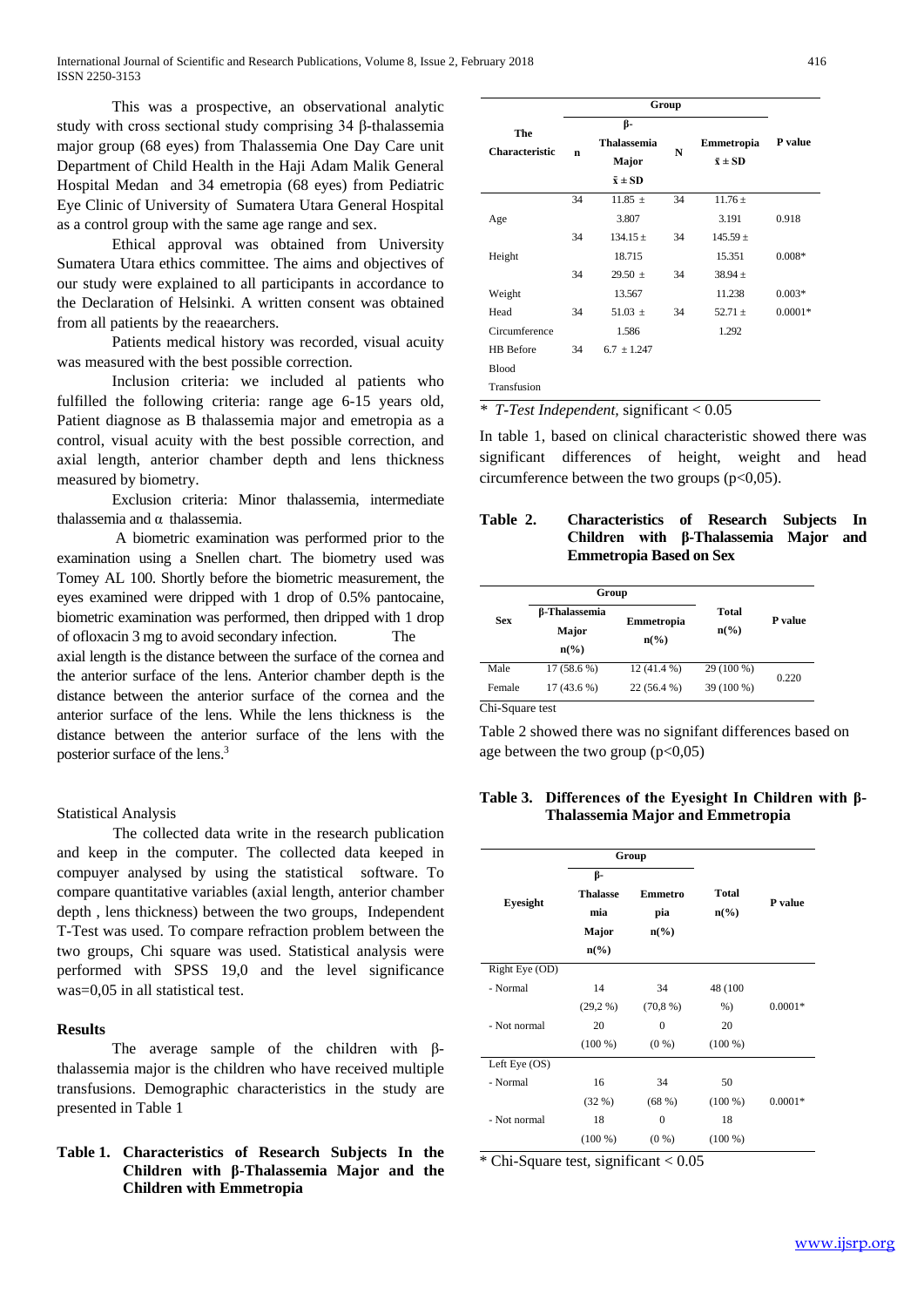This was a prospective, an observational analytic study with cross sectional study comprising 34 β-thalassemia major group (68 eyes) from Thalassemia One Day Care unit Department of Child Health in the Haji Adam Malik General Hospital Medan and 34 emetropia (68 eyes) from Pediatric Eye Clinic of University of Sumatera Utara General Hospital as a control group with the same age range and sex.

Ethical approval was obtained from University Sumatera Utara ethics committee. The aims and objectives of our study were explained to all participants in accordance to the Declaration of Helsinki. A written consent was obtained from all patients by the reaearchers.

Patients medical history was recorded, visual acuity was measured with the best possible correction.

Inclusion criteria: we included al patients who fulfilled the following criteria: range age 6-15 years old, Patient diagnose as B thalassemia major and emetropia as a control, visual acuity with the best possible correction, and axial length, anterior chamber depth and lens thickness measured by biometry.

Exclusion criteria: Minor thalassemia, intermediate thalassemia and α thalassemia.

A biometric examination was performed prior to the examination using a Snellen chart. The biometry used was Tomey AL 100. Shortly before the biometric measurement, the eyes examined were dripped with 1 drop of 0.5% pantocaine, biometric examination was performed, then dripped with 1 drop of ofloxacin 3 mg to avoid secondary infection. The axial length is the distance between the surface of the cornea and the anterior surface of the lens. Anterior chamber depth is the distance between the anterior surface of the cornea and the anterior surface of the lens. While the lens thickness is the distance between the anterior surface of the lens with the posterior surface of the lens.[3]

Statistical Analysis

The collected data write in the research publication and keep in the computer. The collected data keeped in compuyer analysed by using the statistical software. To compare quantitative variables (axial length, anterior chamber depth , lens thickness) between the two groups, Independent T-Test was used. To compare refraction problem between the two groups, Chi square was used. Statistical analysis were performed with SPSS 19,0 and the level significance was=0,05 in all statistical test.

## Results

The average sample of the children with β-thalassemia major is the children who have received multiple transfusions. Demographic characteristics in the study are presented in Table 1

**Table 1. Characteristics of Research Subjects In the Children with β-Thalassemia Major and the Children with Emmetropia**

| The Characteristic | Group | | | | P value |
|---|---|---|---|---|---|
| | n | β-Thalassemia Major $\bar{x} \pm SD$ | N | Emmetropia $\bar{x} \pm SD$ | |
| Age | 34 | 11.85 ± 3.807 | 34 | 11.76 ± 3.191 | 0.918 |
| Height | 34 | 134.15 ± 18.715 | 34 | 145.59 ± 15.351 | 0.008* |
| Weight | 34 | 29.50 ± 13.567 | 34 | 38.94 ± 11.238 | 0.003* |
| Head Circumference | 34 | 51.03 ± 1.586 | 34 | 52.71 ± 1.292 | 0.0001* |
| HB Before Blood Transfusion | 34 | 6.7 ± 1.247 | | | |

\* *T-Test Independent,* significant < 0.05

In table 1, based on clinical characteristic showed there was significant differences of height, weight and head circumference between the two groups (p<0,05).

**Table 2. Characteristics of Research Subjects In Children with β-Thalassemia Major and Emmetropia Based on Sex**

| Sex | Group | | Total n(%) | P value |
|---|---|---|---|---|
| | β-Thalassemia Major n(%) | Emmetropia n(%) | | |
| Male | 17 (58.6 %) | 12 (41.4 %) | 29 (100 %) | 0.220 |
| Female | 17 (43.6 %) | 22 (56.4 %) | 39 (100 %) | |

Chi-Square test

Table 2 showed there was no signifant differences based on age between the two group (p<0,05)

**Table 3. Differences of the Eyesight In Children with β-Thalassemia Major and Emmetropia**

| Eyesight | Group | | Total n(%) | P value |
|---|---|---|---|---|
| | β-Thalassemia Major n(%) | Emmetropia n(%) | | |
| Right Eye (OD) | | | | |
| - Normal | 14 (29,2 %) | 34 (70,8 %) | 48 (100 %) | 0.0001* |
| - Not normal | 20 (100 %) | 0 (0 %) | 20 (100 %) | |
| Left Eye (OS) | | | | |
| - Normal | 16 (32 %) | 34 (68 %) | 50 (100 %) | 0.0001* |
| - Not normal | 18 (100 %) | 0 (0 %) | 18 (100 %) | |

\* Chi-Square test, significant < 0.05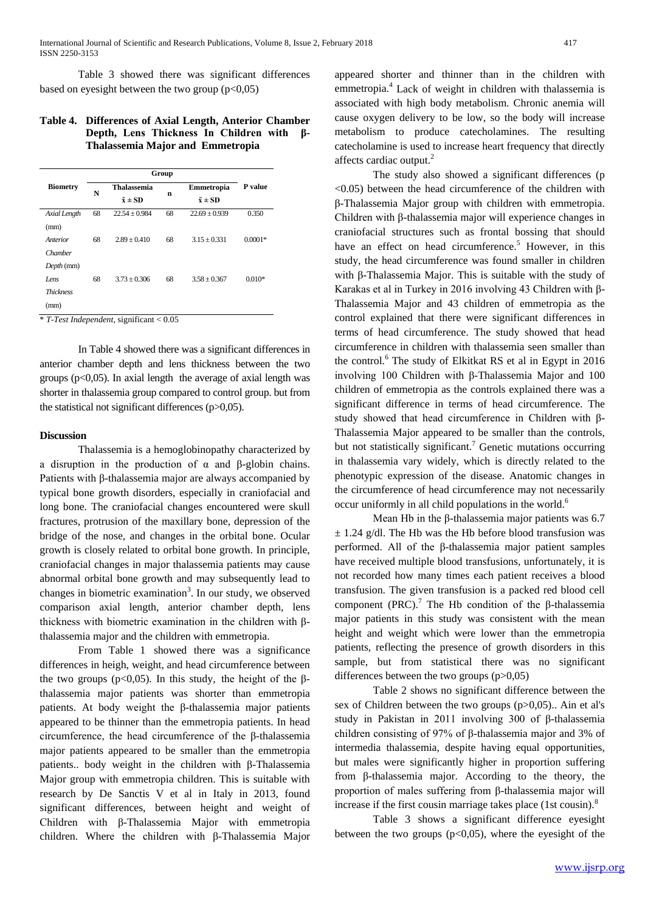Table 3 showed there was significant differences based on eyesight between the two group (p<0,05)

**Table 4. Differences of Axial Length, Anterior Chamber Depth, Lens Thickness In Children with β-Thalassemia Major and Emmetropia**

| Biometry | Group | | | | P value |
|---|---|---|---|---|---|
| | N | Thalassemia $\bar{x} \pm SD$ | n | Emmetropia $\bar{x} \pm SD$ | |
| *Axial Length* (mm) | 68 | 22.54 ± 0.984 | 68 | 22.69 ± 0.939 | 0.350 |
| *Anterior Chamber Depth* (mm) | 68 | 2.89 ± 0.410 | 68 | 3.15 ± 0.331 | 0.0001* |
| *Lens Thickness* (mm) | 68 | 3.73 ± 0.306 | 68 | 3.58 ± 0.367 | 0.010* |

\* *T-Test Independent*, significant < 0.05

In Table 4 showed there was a significant differences in anterior chamber depth and lens thickness between the two groups (p<0,05). In axial length the average of axial length was shorter in thalassemia group compared to control group. but from the statistical not significant differences (p>0,05).

### Discussion

Thalassemia is a hemoglobinopathy characterized by a disruption in the production of α and β-globin chains. Patients with β-thalassemia major are always accompanied by typical bone growth disorders, especially in craniofacial and long bone. The craniofacial changes encountered were skull fractures, protrusion of the maxillary bone, depression of the bridge of the nose, and changes in the orbital bone. Ocular growth is closely related to orbital bone growth. In principle, craniofacial changes in major thalassemia patients may cause abnormal orbital bone growth and may subsequently lead to changes in biometric examination[3]. In our study, we observed comparison axial length, anterior chamber depth, lens thickness with biometric examination in the children with β-thalassemia major and the children with emmetropia.

From Table 1 showed there was a significance differences in heigh, weight, and head circumference between the two groups (p<0,05). In this study, the height of the β-thalassemia major patients was shorter than emmetropia patients. At body weight the β-thalassemia major patients appeared to be thinner than the emmetropia patients. In head circumference, the head circumference of the β-thalassemia major patients appeared to be smaller than the emmetropia patients.. body weight in the children with β-Thalassemia Major group with emmetropia children. This is suitable with research by De Sanctis V et al in Italy in 2013, found significant differences, between height and weight of Children with β-Thalassemia Major with emmetropia children. Where the children with β-Thalassemia Major appeared shorter and thinner than in the children with emmetropia.[4] Lack of weight in children with thalassemia is associated with high body metabolism. Chronic anemia will cause oxygen delivery to be low, so the body will increase metabolism to produce catecholamines. The resulting catecholamine is used to increase heart frequency that directly affects cardiac output.[2]

The study also showed a significant differences (p <0.05) between the head circumference of the children with β-Thalassemia Major group with children with emmetropia. Children with β-thalassemia major will experience changes in craniofacial structures such as frontal bossing that should have an effect on head circumference.[5] However, in this study, the head circumference was found smaller in children with β-Thalassemia Major. This is suitable with the study of Karakas et al in Turkey in 2016 involving 43 Children with β-Thalassemia Major and 43 children of emmetropia as the control explained that there were significant differences in terms of head circumference. The study showed that head circumference in children with thalassemia seen smaller than the control.[6] The study of Elkitkat RS et al in Egypt in 2016 involving 100 Children with β-Thalassemia Major and 100 children of emmetropia as the controls explained there was a significant difference in terms of head circumference. The study showed that head circumference in Children with β-Thalassemia Major appeared to be smaller than the controls, but not statistically significant.[7] Genetic mutations occurring in thalassemia vary widely, which is directly related to the phenotypic expression of the disease. Anatomic changes in the circumference of head circumference may not necessarily occur uniformly in all child populations in the world.[6]

Mean Hb in the β-thalassemia major patients was 6.7 ± 1.24 g/dl. The Hb was the Hb before blood transfusion was performed. All of the β-thalassemia major patient samples have received multiple blood transfusions, unfortunately, it is not recorded how many times each patient receives a blood transfusion. The given transfusion is a packed red blood cell component (PRC).[7] The Hb condition of the β-thalassemia major patients in this study was consistent with the mean height and weight which were lower than the emmetropia patients, reflecting the presence of growth disorders in this sample, but from statistical there was no significant differences between the two groups (p>0,05)

Table 2 shows no significant difference between the sex of Children between the two groups (p>0,05).. Ain et al's study in Pakistan in 2011 involving 300 of β-thalassemia children consisting of 97% of β-thalassemia major and 3% of intermedia thalassemia, despite having equal opportunities, but males were significantly higher in proportion suffering from β-thalassemia major. According to the theory, the proportion of males suffering from β-thalassemia major will increase if the first cousin marriage takes place (1st cousin).[8]

Table 3 shows a significant difference eyesight between the two groups (p<0,05), where the eyesight of the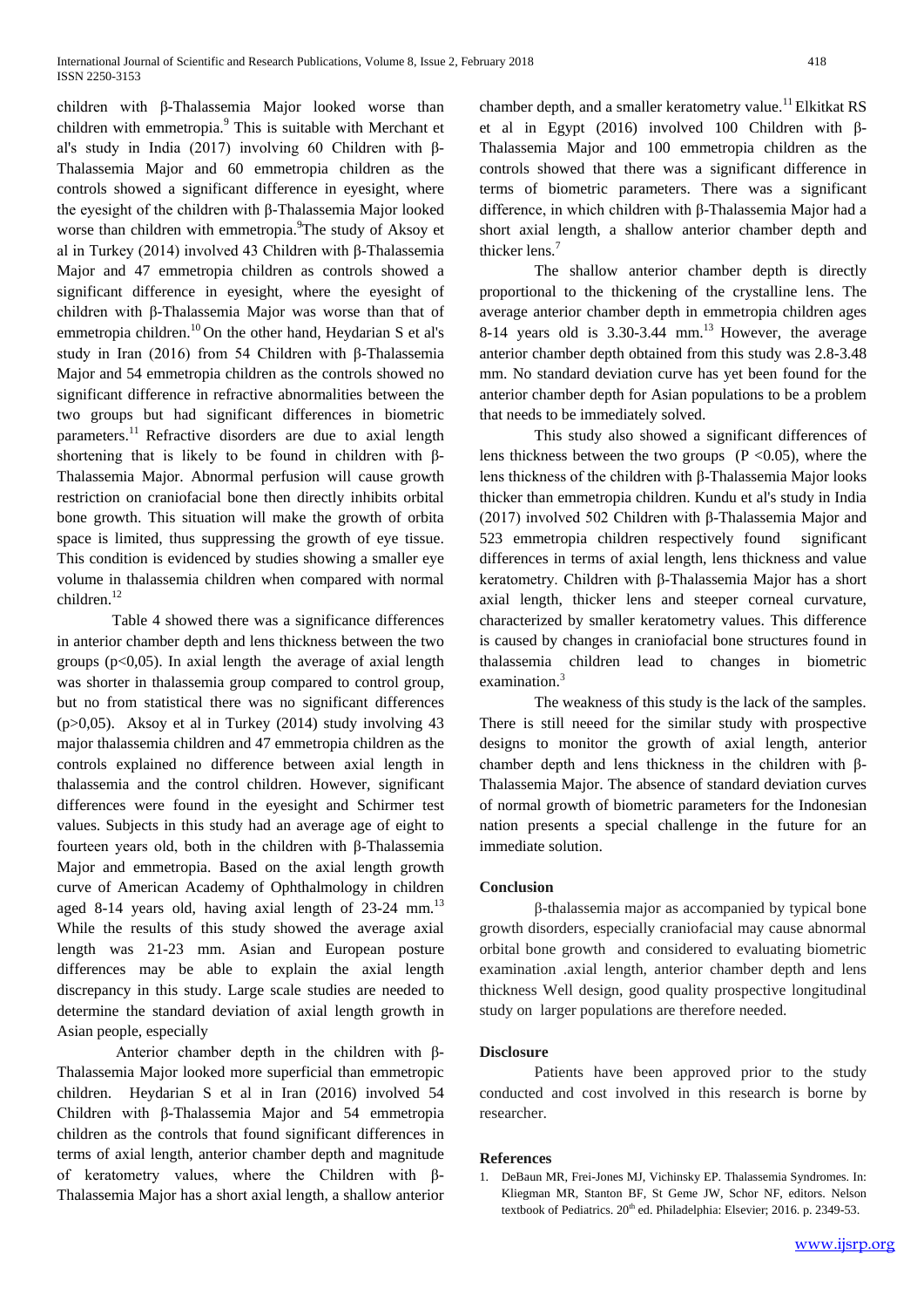children with β-Thalassemia Major looked worse than children with emmetropia.[9] This is suitable with Merchant et al's study in India (2017) involving 60 Children with β-Thalassemia Major and 60 emmetropia children as the controls showed a significant difference in eyesight, where the eyesight of the children with β-Thalassemia Major looked worse than children with emmetropia.[9]The study of Aksoy et al in Turkey (2014) involved 43 Children with β-Thalassemia Major and 47 emmetropia children as controls showed a significant difference in eyesight, where the eyesight of children with β-Thalassemia Major was worse than that of emmetropia children.[10] On the other hand, Heydarian S et al's study in Iran (2016) from 54 Children with β-Thalassemia Major and 54 emmetropia children as the controls showed no significant difference in refractive abnormalities between the two groups but had significant differences in biometric parameters.[11] Refractive disorders are due to axial length shortening that is likely to be found in children with β-Thalassemia Major. Abnormal perfusion will cause growth restriction on craniofacial bone then directly inhibits orbital bone growth. This situation will make the growth of orbita space is limited, thus suppressing the growth of eye tissue. This condition is evidenced by studies showing a smaller eye volume in thalassemia children when compared with normal children.[12]

Table 4 showed there was a significance differences in anterior chamber depth and lens thickness between the two groups (p<0,05). In axial length the average of axial length was shorter in thalassemia group compared to control group, but no from statistical there was no significant differences (p>0,05). Aksoy et al in Turkey (2014) study involving 43 major thalassemia children and 47 emmetropia children as the controls explained no difference between axial length in thalassemia and the control children. However, significant differences were found in the eyesight and Schirmer test values. Subjects in this study had an average age of eight to fourteen years old, both in the children with β-Thalassemia Major and emmetropia. Based on the axial length growth curve of American Academy of Ophthalmology in children aged 8-14 years old, having axial length of 23-24 mm.[13] While the results of this study showed the average axial length was 21-23 mm. Asian and European posture differences may be able to explain the axial length discrepancy in this study. Large scale studies are needed to determine the standard deviation of axial length growth in Asian people, especially

Anterior chamber depth in the children with β-Thalassemia Major looked more superficial than emmetropic children. Heydarian S et al in Iran (2016) involved 54 Children with β-Thalassemia Major and 54 emmetropia children as the controls that found significant differences in terms of axial length, anterior chamber depth and magnitude of keratometry values, where the Children with β-Thalassemia Major has a short axial length, a shallow anterior chamber depth, and a smaller keratometry value.[11] Elkitkat RS et al in Egypt (2016) involved 100 Children with β-Thalassemia Major and 100 emmetropia children as the controls showed that there was a significant difference in terms of biometric parameters. There was a significant difference, in which children with β-Thalassemia Major had a short axial length, a shallow anterior chamber depth and thicker lens.[7]

The shallow anterior chamber depth is directly proportional to the thickening of the crystalline lens. The average anterior chamber depth in emmetropia children ages 8-14 years old is 3.30-3.44 mm.[13] However, the average anterior chamber depth obtained from this study was 2.8-3.48 mm. No standard deviation curve has yet been found for the anterior chamber depth for Asian populations to be a problem that needs to be immediately solved.

This study also showed a significant differences of lens thickness between the two groups ($P < 0.05$), where the lens thickness of the children with β-Thalassemia Major looks thicker than emmetropia children. Kundu et al's study in India (2017) involved 502 Children with β-Thalassemia Major and 523 emmetropia children respectively found significant differences in terms of axial length, lens thickness and value keratometry. Children with β-Thalassemia Major has a short axial length, thicker lens and steeper corneal curvature, characterized by smaller keratometry values. This difference is caused by changes in craniofacial bone structures found in thalassemia children lead to changes in biometric examination.[3]

The weakness of this study is the lack of the samples. There is still neeed for the similar study with prospective designs to monitor the growth of axial length, anterior chamber depth and lens thickness in the children with β-Thalassemia Major. The absence of standard deviation curves of normal growth of biometric parameters for the Indonesian nation presents a special challenge in the future for an immediate solution.

## Conclusion

β-thalassemia major as accompanied by typical bone growth disorders, especially craniofacial may cause abnormal orbital bone growth and considered to evaluating biometric examination .axial length, anterior chamber depth and lens thickness Well design, good quality prospective longitudinal study on larger populations are therefore needed.

## Disclosure

Patients have been approved prior to the study conducted and cost involved in this research is borne by researcher.

## References

1. DeBaun MR, Frei-Jones MJ, Vichinsky EP. Thalassemia Syndromes. In: Kliegman MR, Stanton BF, St Geme JW, Schor NF, editors. Nelson textbook of Pediatrics. 20th ed. Philadelphia: Elsevier; 2016. p. 2349-53.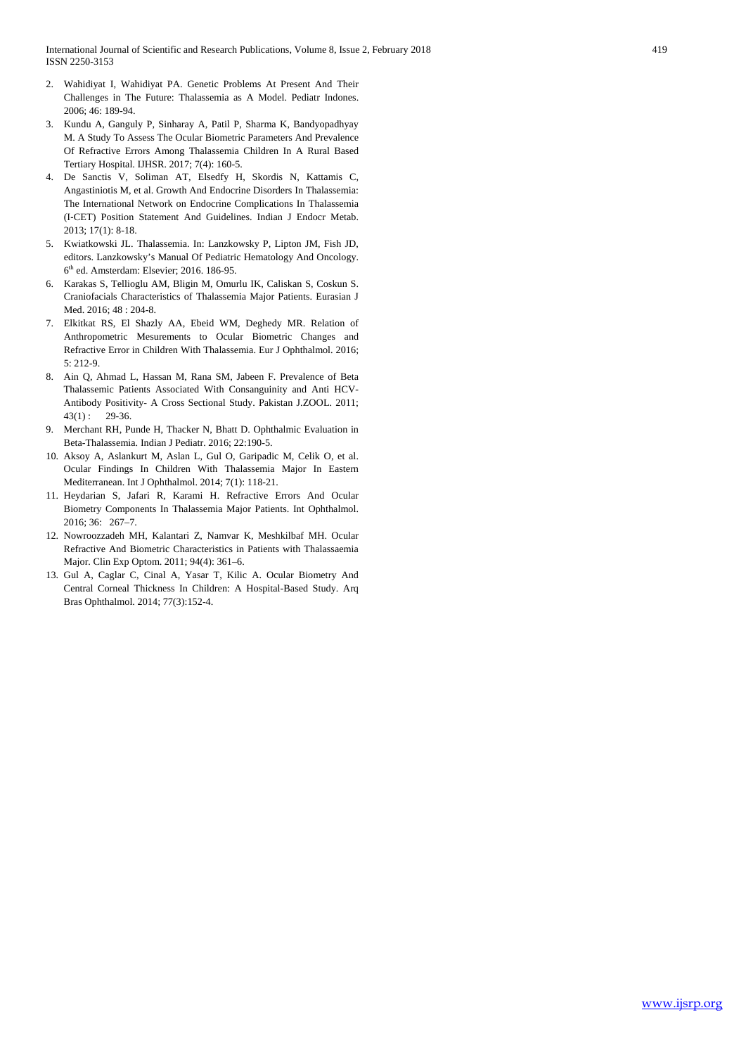2. Wahidiyat I, Wahidiyat PA. Genetic Problems At Present And Their Challenges in The Future: Thalassemia as A Model. Pediatr Indones. 2006; 46: 189-94.
3. Kundu A, Ganguly P, Sinharay A, Patil P, Sharma K, Bandyopadhyay M. A Study To Assess The Ocular Biometric Parameters And Prevalence Of Refractive Errors Among Thalassemia Children In A Rural Based Tertiary Hospital. IJHSR. 2017; 7(4): 160-5.
4. De Sanctis V, Soliman AT, Elsedfy H, Skordis N, Kattamis C, Angastiniotis M, et al. Growth And Endocrine Disorders In Thalassemia: The International Network on Endocrine Complications In Thalassemia (I-CET) Position Statement And Guidelines. Indian J Endocr Metab. 2013; 17(1): 8-18.
5. Kwiatkowski JL. Thalassemia. In: Lanzkowsky P, Lipton JM, Fish JD, editors. Lanzkowsky's Manual Of Pediatric Hematology And Oncology. 6th ed. Amsterdam: Elsevier; 2016. 186-95.
6. Karakas S, Tellioglu AM, Bligin M, Omurlu IK, Caliskan S, Coskun S. Craniofacials Characteristics of Thalassemia Major Patients. Eurasian J Med. 2016; 48 : 204-8.
7. Elkitkat RS, El Shazly AA, Ebeid WM, Deghedy MR. Relation of Anthropometric Mesurements to Ocular Biometric Changes and Refractive Error in Children With Thalassemia. Eur J Ophthalmol. 2016; 5: 212-9.
8. Ain Q, Ahmad L, Hassan M, Rana SM, Jabeen F. Prevalence of Beta Thalassemic Patients Associated With Consanguinity and Anti HCV-Antibody Positivity- A Cross Sectional Study. Pakistan J.ZOOL. 2011; 43(1) : 29-36.
9. Merchant RH, Punde H, Thacker N, Bhatt D. Ophthalmic Evaluation in Beta-Thalassemia. Indian J Pediatr. 2016; 22:190-5.
10. Aksoy A, Aslankurt M, Aslan L, Gul O, Garipadic M, Celik O, et al. Ocular Findings In Children With Thalassemia Major In Eastern Mediterranean. Int J Ophthalmol. 2014; 7(1): 118-21.
11. Heydarian S, Jafari R, Karami H. Refractive Errors And Ocular Biometry Components In Thalassemia Major Patients. Int Ophthalmol. 2016; 36: 267–7.
12. Nowroozzadeh MH, Kalantari Z, Namvar K, Meshkilbaf MH. Ocular Refractive And Biometric Characteristics in Patients with Thalassaemia Major. Clin Exp Optom. 2011; 94(4): 361–6.
13. Gul A, Caglar C, Cinal A, Yasar T, Kilic A. Ocular Biometry And Central Corneal Thickness In Children: A Hospital-Based Study. Arq Bras Ophthalmol. 2014; 77(3):152-4.